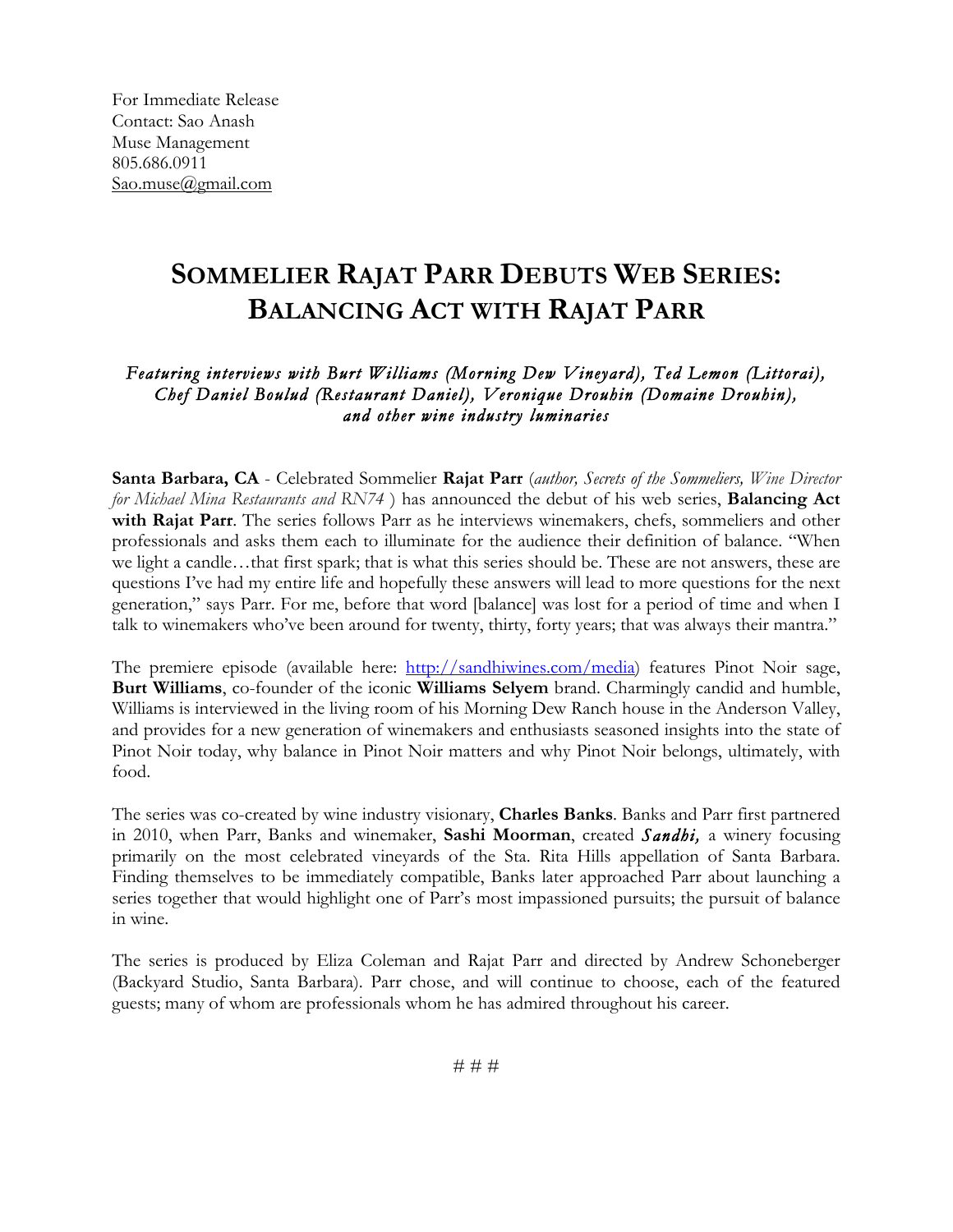For Immediate Release
Contact: Sao Anash
Muse Management
805.686.0911
Sao.muse@gmail.com

# SOMMELIER RAJAT PARR DEBUTS WEB SERIES: BALANCING ACT WITH RAJAT PARR

*Featuring interviews with Burt Williams (Morning Dew Vineyard), Ted Lemon (Littorai), Chef Daniel Boulud (Restaurant Daniel), Veronique Drouhin (Domaine Drouhin), and other wine industry luminaries*

**Santa Barbara, CA** - Celebrated Sommelier **Rajat Parr** (*author, Secrets of the Sommeliers, Wine Director for Michael Mina Restaurants and RN74* ) has announced the debut of his web series, **Balancing Act with Rajat Parr**. The series follows Parr as he interviews winemakers, chefs, sommeliers and other professionals and asks them each to illuminate for the audience their definition of balance. "When we light a candle…that first spark; that is what this series should be. These are not answers, these are questions I've had my entire life and hopefully these answers will lead to more questions for the next generation," says Parr. For me, before that word [balance] was lost for a period of time and when I talk to winemakers who've been around for twenty, thirty, forty years; that was always their mantra."

The premiere episode (available here: http://sandhiwines.com/media) features Pinot Noir sage, **Burt Williams**, co-founder of the iconic **Williams Selyem** brand. Charmingly candid and humble, Williams is interviewed in the living room of his Morning Dew Ranch house in the Anderson Valley, and provides for a new generation of winemakers and enthusiasts seasoned insights into the state of Pinot Noir today, why balance in Pinot Noir matters and why Pinot Noir belongs, ultimately, with food.

The series was co-created by wine industry visionary, **Charles Banks**. Banks and Parr first partnered in 2010, when Parr, Banks and winemaker, **Sashi Moorman**, created ***Sandhi,*** a winery focusing primarily on the most celebrated vineyards of the Sta. Rita Hills appellation of Santa Barbara. Finding themselves to be immediately compatible, Banks later approached Parr about launching a series together that would highlight one of Parr's most impassioned pursuits; the pursuit of balance in wine.

The series is produced by Eliza Coleman and Rajat Parr and directed by Andrew Schoneberger (Backyard Studio, Santa Barbara). Parr chose, and will continue to choose, each of the featured guests; many of whom are professionals whom he has admired throughout his career.

# # #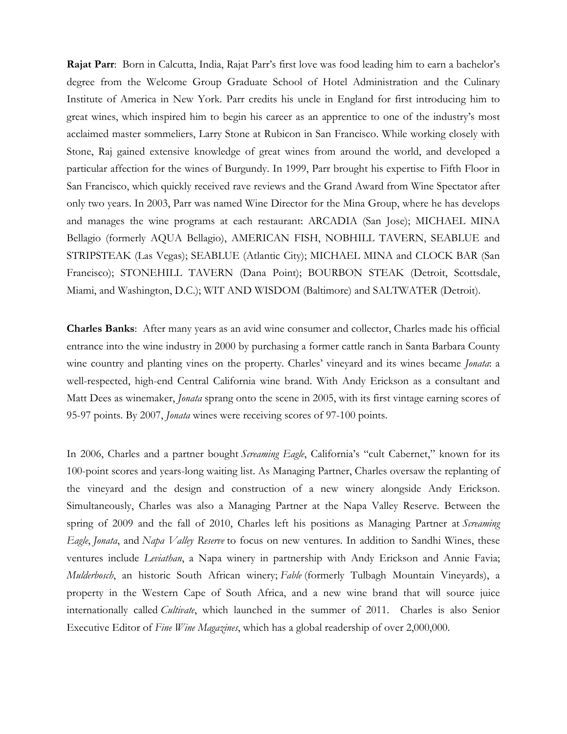**Rajat Parr**: Born in Calcutta, India, Rajat Parr's first love was food leading him to earn a bachelor's degree from the Welcome Group Graduate School of Hotel Administration and the Culinary Institute of America in New York. Parr credits his uncle in England for first introducing him to great wines, which inspired him to begin his career as an apprentice to one of the industry's most acclaimed master sommeliers, Larry Stone at Rubicon in San Francisco. While working closely with Stone, Raj gained extensive knowledge of great wines from around the world, and developed a particular affection for the wines of Burgundy. In 1999, Parr brought his expertise to Fifth Floor in San Francisco, which quickly received rave reviews and the Grand Award from Wine Spectator after only two years. In 2003, Parr was named Wine Director for the Mina Group, where he has develops and manages the wine programs at each restaurant: ARCADIA (San Jose); MICHAEL MINA Bellagio (formerly AQUA Bellagio), AMERICAN FISH, NOBHILL TAVERN, SEABLUE and STRIPSTEAK (Las Vegas); SEABLUE (Atlantic City); MICHAEL MINA and CLOCK BAR (San Francisco); STONEHILL TAVERN (Dana Point); BOURBON STEAK (Detroit, Scottsdale, Miami, and Washington, D.C.); WIT AND WISDOM (Baltimore) and SALTWATER (Detroit).

**Charles Banks**: After many years as an avid wine consumer and collector, Charles made his official entrance into the wine industry in 2000 by purchasing a former cattle ranch in Santa Barbara County wine country and planting vines on the property. Charles' vineyard and its wines became *Jonata*: a well-respected, high-end Central California wine brand. With Andy Erickson as a consultant and Matt Dees as winemaker, *Jonata* sprang onto the scene in 2005, with its first vintage earning scores of 95-97 points. By 2007, *Jonata* wines were receiving scores of 97-100 points.

In 2006, Charles and a partner bought *Screaming Eagle*, California's "cult Cabernet," known for its 100-point scores and years-long waiting list. As Managing Partner, Charles oversaw the replanting of the vineyard and the design and construction of a new winery alongside Andy Erickson. Simultaneously, Charles was also a Managing Partner at the Napa Valley Reserve. Between the spring of 2009 and the fall of 2010, Charles left his positions as Managing Partner at *Screaming Eagle*, *Jonata*, and *Napa Valley Reserve* to focus on new ventures. In addition to Sandhi Wines, these ventures include *Leviathan*, a Napa winery in partnership with Andy Erickson and Annie Favia; *Mulderbosch*, an historic South African winery; *Fable* (formerly Tulbagh Mountain Vineyards), a property in the Western Cape of South Africa, and a new wine brand that will source juice internationally called *Cultivate*, which launched in the summer of 2011. Charles is also Senior Executive Editor of *Fine Wine Magazines*, which has a global readership of over 2,000,000.